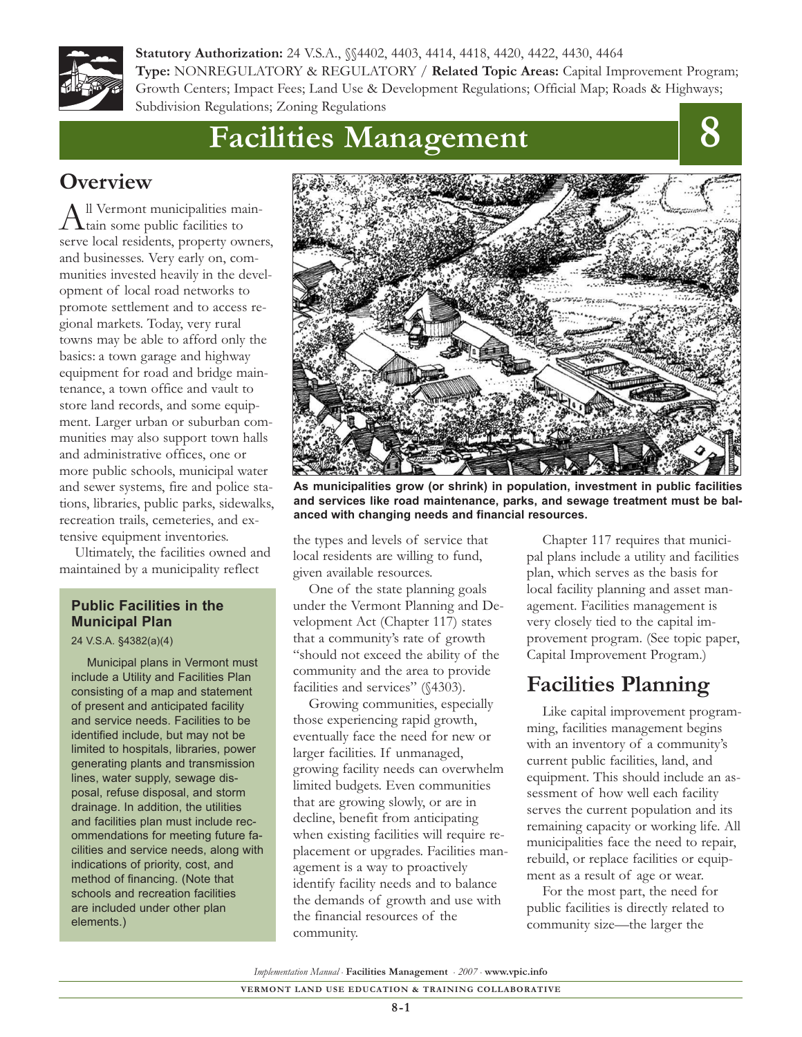**Statutory Authorization:** 24 V.S.A., §§4402, 4403, 4414, 4418, 4420, 4422, 4430, 4464
**Type:** NONREGULATORY & REGULATORY / **Related Topic Areas:** Capital Improvement Program; Growth Centers; Impact Fees; Land Use & Development Regulations; Official Map; Roads & Highways; Subdivision Regulations; Zoning Regulations

# Facilities Management 8

## Overview

All Vermont municipalities maintain some public facilities to serve local residents, property owners, and businesses. Very early on, communities invested heavily in the development of local road networks to promote settlement and to access regional markets. Today, very rural towns may be able to afford only the basics: a town garage and highway equipment for road and bridge maintenance, a town office and vault to store land records, and some equipment. Larger urban or suburban communities may also support town halls and administrative offices, one or more public schools, municipal water and sewer systems, fire and police stations, libraries, public parks, sidewalks, recreation trails, cemeteries, and extensive equipment inventories.

Ultimately, the facilities owned and maintained by a municipality reflect the types and levels of service that local residents are willing to fund, given available resources.

> **Public Facilities in the Municipal Plan**
> 24 V.S.A. §4382(a)(4)
>
> Municipal plans in Vermont must include a Utility and Facilities Plan consisting of a map and statement of present and anticipated facility and service needs. Facilities to be identified include, but may not be limited to hospitals, libraries, power generating plants and transmission lines, water supply, sewage disposal, refuse disposal, and storm drainage. In addition, the utilities and facilities plan must include recommendations for meeting future facilities and service needs, along with indications of priority, cost, and method of financing. (Note that schools and recreation facilities are included under other plan elements.)

**As municipalities grow (or shrink) in population, investment in public facilities and services like road maintenance, parks, and sewage treatment must be balanced with changing needs and financial resources.**

One of the state planning goals under the Vermont Planning and Development Act (Chapter 117) states that a community's rate of growth "should not exceed the ability of the community and the area to provide facilities and services" (§4303).

Growing communities, especially those experiencing rapid growth, eventually face the need for new or larger facilities. If unmanaged, growing facility needs can overwhelm limited budgets. Even communities that are growing slowly, or are in decline, benefit from anticipating when existing facilities will require replacement or upgrades. Facilities management is a way to proactively identify facility needs and to balance the demands of growth and use with the financial resources of the community.

Chapter 117 requires that municipal plans include a utility and facilities plan, which serves as the basis for local facility planning and asset management. Facilities management is very closely tied to the capital improvement program. (See topic paper, Capital Improvement Program.)

## Facilities Planning

Like capital improvement programming, facilities management begins with an inventory of a community's current public facilities, land, and equipment. This should include an assessment of how well each facility serves the current population and its remaining capacity or working life. All municipalities face the need to repair, rebuild, or replace facilities or equipment as a result of age or wear.

For the most part, the need for public facilities is directly related to community size—the larger the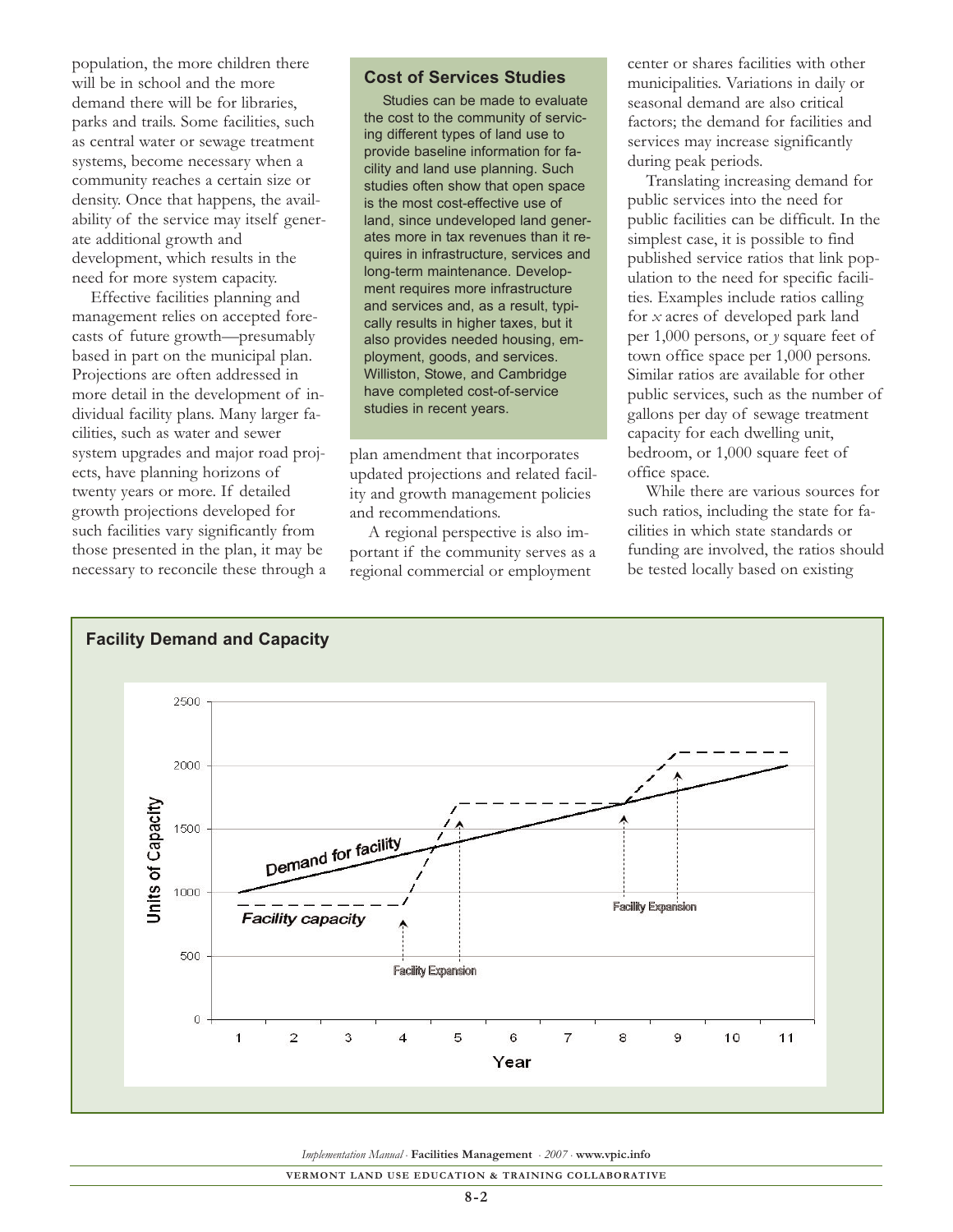population, the more children there will be in school and the more demand there will be for libraries, parks and trails. Some facilities, such as central water or sewage treatment systems, become necessary when a community reaches a certain size or density. Once that happens, the availability of the service may itself generate additional growth and development, which results in the need for more system capacity.

Effective facilities planning and management relies on accepted forecasts of future growth—presumably based in part on the municipal plan. Projections are often addressed in more detail in the development of individual facility plans. Many larger facilities, such as water and sewer system upgrades and major road projects, have planning horizons of twenty years or more. If detailed growth projections developed for such facilities vary significantly from those presented in the plan, it may be necessary to reconcile these through a plan amendment that incorporates updated projections and related facility and growth management policies and recommendations.

A regional perspective is also important if the community serves as a regional commercial or employment center or shares facilities with other municipalities. Variations in daily or seasonal demand are also critical factors; the demand for facilities and services may increase significantly during peak periods.

Translating increasing demand for public services into the need for public facilities can be difficult. In the simplest case, it is possible to find published service ratios that link population to the need for specific facilities. Examples include ratios calling for *x* acres of developed park land per 1,000 persons, or *y* square feet of town office space per 1,000 persons. Similar ratios are available for other public services, such as the number of gallons per day of sewage treatment capacity for each dwelling unit, bedroom, or 1,000 square feet of office space.

While there are various sources for such ratios, including the state for facilities in which state standards or funding are involved, the ratios should be tested locally based on existing

### Cost of Services Studies

Studies can be made to evaluate the cost to the community of servicing different types of land use to provide baseline information for facility and land use planning. Such studies often show that open space is the most cost-effective use of land, since undeveloped land generates more in tax revenues than it requires in infrastructure, services and long-term maintenance. Development requires more infrastructure and services and, as a result, typically results in higher taxes, but it also provides needed housing, employment, goods, and services. Williston, Stowe, and Cambridge have completed cost-of-service studies in recent years.

### Facility Demand and Capacity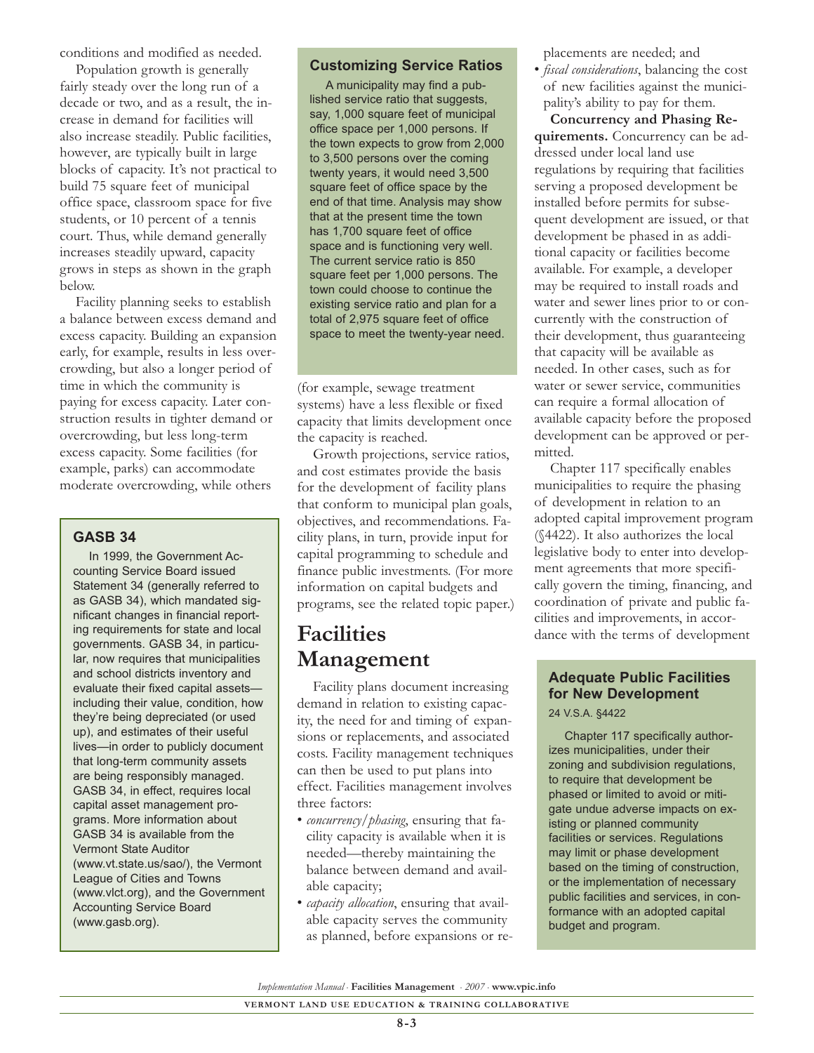conditions and modified as needed.

Population growth is generally fairly steady over the long run of a decade or two, and as a result, the increase in demand for facilities will also increase steadily. Public facilities, however, are typically built in large blocks of capacity. It's not practical to build 75 square feet of municipal office space, classroom space for five students, or 10 percent of a tennis court. Thus, while demand generally increases steadily upward, capacity grows in steps as shown in the graph below.

Facility planning seeks to establish a balance between excess demand and excess capacity. Building an expansion early, for example, results in less overcrowding, but also a longer period of time in which the community is paying for excess capacity. Later construction results in tighter demand or overcrowding, but less long-term excess capacity. Some facilities (for example, parks) can accommodate moderate overcrowding, while others (for example, sewage treatment systems) have a less flexible or fixed capacity that limits development once the capacity is reached.

Growth projections, service ratios, and cost estimates provide the basis for the development of facility plans that conform to municipal plan goals, objectives, and recommendations. Facility plans, in turn, provide input for capital programming to schedule and finance public investments. (For more information on capital budgets and programs, see the related topic paper.)

### GASB 34

In 1999, the Government Accounting Service Board issued Statement 34 (generally referred to as GASB 34), which mandated significant changes in financial reporting requirements for state and local governments. GASB 34, in particular, now requires that municipalities and school districts inventory and evaluate their fixed capital assets—including their value, condition, how they're being depreciated (or used up), and estimates of their useful lives—in order to publicly document that long-term community assets are being responsibly managed. GASB 34, in effect, requires local capital asset management programs. More information about GASB 34 is available from the Vermont State Auditor (www.vt.state.us/sao/), the Vermont League of Cities and Towns (www.vlct.org), and the Government Accounting Service Board (www.gasb.org).

### Customizing Service Ratios

A municipality may find a published service ratio that suggests, say, 1,000 square feet of municipal office space per 1,000 persons. If the town expects to grow from 2,000 to 3,500 persons over the coming twenty years, it would need 3,500 square feet of office space by the end of that time. Analysis may show that at the present time the town has 1,700 square feet of office space and is functioning very well. The current service ratio is 850 square feet per 1,000 persons. The town could choose to continue the existing service ratio and plan for a total of 2,975 square feet of office space to meet the twenty-year need.

# Facilities Management

Facility plans document increasing demand in relation to existing capacity, the need for and timing of expansions or replacements, and associated costs. Facility management techniques can then be used to put plans into effect. Facilities management involves three factors:

- *concurrency/phasing*, ensuring that facility capacity is available when it is needed—thereby maintaining the balance between demand and available capacity;
- *capacity allocation*, ensuring that available capacity serves the community as planned, before expansions or replacements are needed; and
- *fiscal considerations*, balancing the cost of new facilities against the municipality's ability to pay for them.

**Concurrency and Phasing Requirements.** Concurrency can be addressed under local land use regulations by requiring that facilities serving a proposed development be installed before permits for subsequent development are issued, or that development be phased in as additional capacity or facilities become available. For example, a developer may be required to install roads and water and sewer lines prior to or concurrently with the construction of their development, thus guaranteeing that capacity will be available as needed. In other cases, such as for water or sewer service, communities can require a formal allocation of available capacity before the proposed development can be approved or permitted.

Chapter 117 specifically enables municipalities to require the phasing of development in relation to an adopted capital improvement program (§4422). It also authorizes the local legislative body to enter into development agreements that more specifically govern the timing, financing, and coordination of private and public facilities and improvements, in accordance with the terms of development

### Adequate Public Facilities for New Development

24 V.S.A. §4422

Chapter 117 specifically authorizes municipalities, under their zoning and subdivision regulations, to require that development be phased or limited to avoid or mitigate undue adverse impacts on existing or planned community facilities or services. Regulations may limit or phase development based on the timing of construction, or the implementation of necessary public facilities and services, in conformance with an adopted capital budget and program.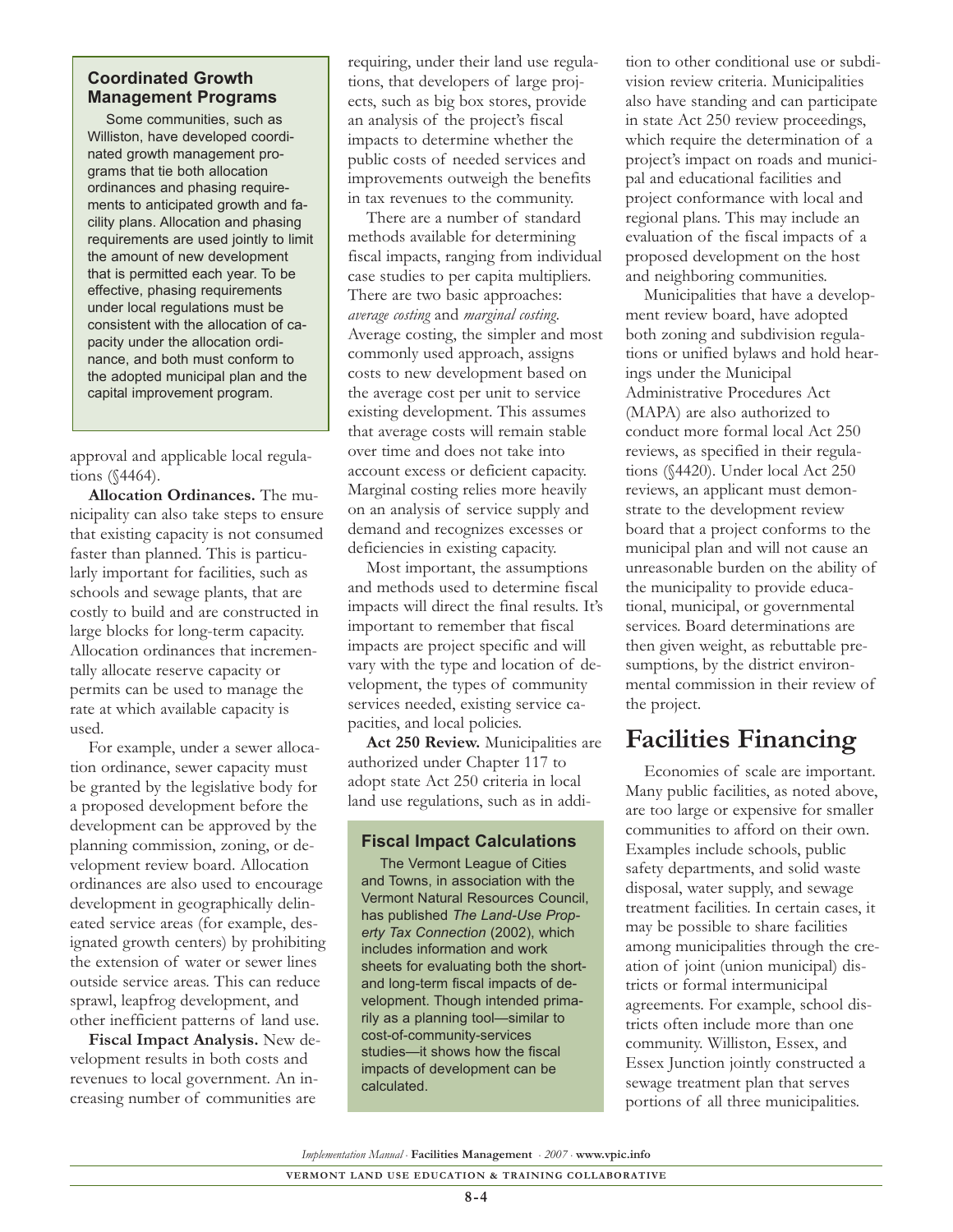### Coordinated Growth Management Programs

Some communities, such as Williston, have developed coordinated growth management programs that tie both allocation ordinances and phasing requirements to anticipated growth and facility plans. Allocation and phasing requirements are used jointly to limit the amount of new development that is permitted each year. To be effective, phasing requirements under local regulations must be consistent with the allocation of capacity under the allocation ordinance, and both must conform to the adopted municipal plan and the capital improvement program.

approval and applicable local regulations (§4464).

**Allocation Ordinances.** The municipality can also take steps to ensure that existing capacity is not consumed faster than planned. This is particularly important for facilities, such as schools and sewage plants, that are costly to build and are constructed in large blocks for long-term capacity. Allocation ordinances that incrementally allocate reserve capacity or permits can be used to manage the rate at which available capacity is used.

For example, under a sewer allocation ordinance, sewer capacity must be granted by the legislative body for a proposed development before the development can be approved by the planning commission, zoning, or development review board. Allocation ordinances are also used to encourage development in geographically delineated service areas (for example, designated growth centers) by prohibiting the extension of water or sewer lines outside service areas. This can reduce sprawl, leapfrog development, and other inefficient patterns of land use.

**Fiscal Impact Analysis.** New development results in both costs and revenues to local government. An increasing number of communities are requiring, under their land use regulations, that developers of large projects, such as big box stores, provide an analysis of the project's fiscal impacts to determine whether the public costs of needed services and improvements outweigh the benefits in tax revenues to the community.

There are a number of standard methods available for determining fiscal impacts, ranging from individual case studies to per capita multipliers. There are two basic approaches: *average costing* and *marginal costing*. Average costing, the simpler and most commonly used approach, assigns costs to new development based on the average cost per unit to service existing development. This assumes that average costs will remain stable over time and does not take into account excess or deficient capacity. Marginal costing relies more heavily on an analysis of service supply and demand and recognizes excesses or deficiencies in existing capacity.

Most important, the assumptions and methods used to determine fiscal impacts will direct the final results. It's important to remember that fiscal impacts are project specific and will vary with the type and location of development, the types of community services needed, existing service capacities, and local policies.

**Act 250 Review.** Municipalities are authorized under Chapter 117 to adopt state Act 250 criteria in local land use regulations, such as in addition to other conditional use or subdivision review criteria. Municipalities also have standing and can participate in state Act 250 review proceedings, which require the determination of a project's impact on roads and municipal and educational facilities and project conformance with local and regional plans. This may include an evaluation of the fiscal impacts of a proposed development on the host and neighboring communities.

Municipalities that have a development review board, have adopted both zoning and subdivision regulations or unified bylaws and hold hearings under the Municipal Administrative Procedures Act (MAPA) are also authorized to conduct more formal local Act 250 reviews, as specified in their regulations (§4420). Under local Act 250 reviews, an applicant must demonstrate to the development review board that a project conforms to the municipal plan and will not cause an unreasonable burden on the ability of the municipality to provide educational, municipal, or governmental services. Board determinations are then given weight, as rebuttable presumptions, by the district environmental commission in their review of the project.

### Fiscal Impact Calculations

The Vermont League of Cities and Towns, in association with the Vermont Natural Resources Council, has published *The Land-Use Property Tax Connection* (2002), which includes information and work sheets for evaluating both the short- and long-term fiscal impacts of development. Though intended primarily as a planning tool—similar to cost-of-community-services studies—it shows how the fiscal impacts of development can be calculated.

## Facilities Financing

Economies of scale are important. Many public facilities, as noted above, are too large or expensive for smaller communities to afford on their own. Examples include schools, public safety departments, and solid waste disposal, water supply, and sewage treatment facilities. In certain cases, it may be possible to share facilities among municipalities through the creation of joint (union municipal) districts or formal intermunicipal agreements. For example, school districts often include more than one community. Williston, Essex, and Essex Junction jointly constructed a sewage treatment plan that serves portions of all three municipalities.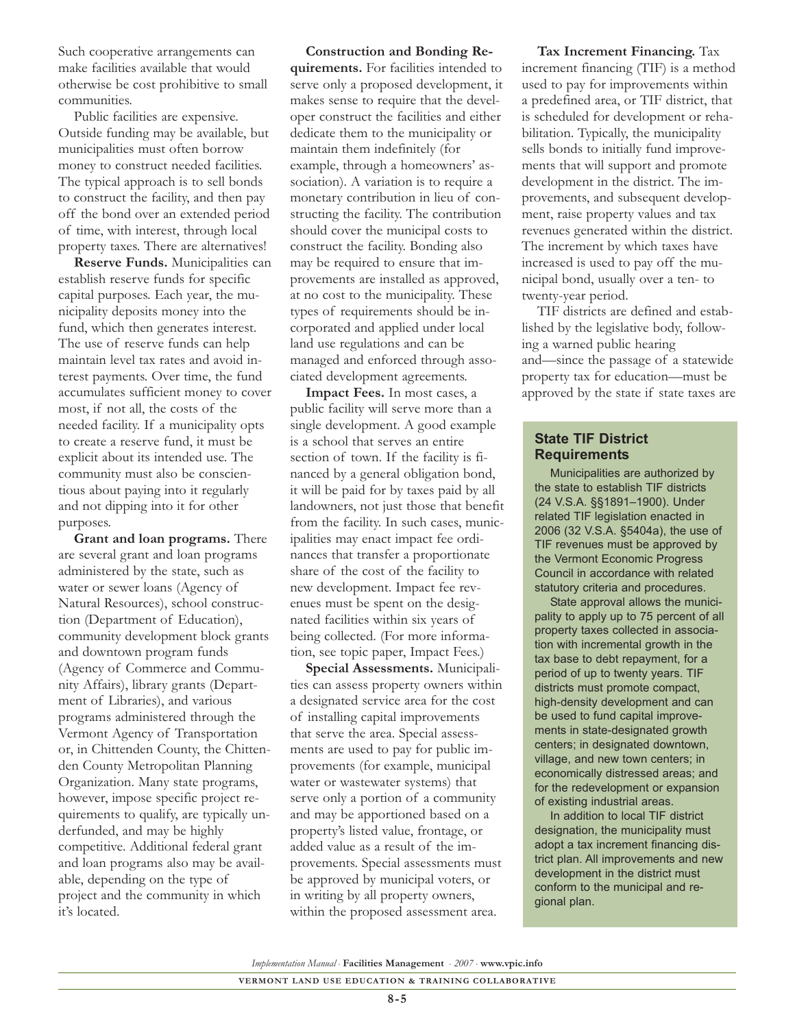Such cooperative arrangements can make facilities available that would otherwise be cost prohibitive to small communities.

Public facilities are expensive. Outside funding may be available, but municipalities must often borrow money to construct needed facilities. The typical approach is to sell bonds to construct the facility, and then pay off the bond over an extended period of time, with interest, through local property taxes. There are alternatives!

**Reserve Funds.** Municipalities can establish reserve funds for specific capital purposes. Each year, the municipality deposits money into the fund, which then generates interest. The use of reserve funds can help maintain level tax rates and avoid interest payments. Over time, the fund accumulates sufficient money to cover most, if not all, the costs of the needed facility. If a municipality opts to create a reserve fund, it must be explicit about its intended use. The community must also be conscientious about paying into it regularly and not dipping into it for other purposes.

**Grant and loan programs.** There are several grant and loan programs administered by the state, such as water or sewer loans (Agency of Natural Resources), school construction (Department of Education), community development block grants and downtown program funds (Agency of Commerce and Community Affairs), library grants (Department of Libraries), and various programs administered through the Vermont Agency of Transportation or, in Chittenden County, the Chittenden County Metropolitan Planning Organization. Many state programs, however, impose specific project requirements to qualify, are typically underfunded, and may be highly competitive. Additional federal grant and loan programs also may be available, depending on the type of project and the community in which it's located.

**Construction and Bonding Requirements.** For facilities intended to serve only a proposed development, it makes sense to require that the developer construct the facilities and either dedicate them to the municipality or maintain them indefinitely (for example, through a homeowners' association). A variation is to require a monetary contribution in lieu of constructing the facility. The contribution should cover the municipal costs to construct the facility. Bonding also may be required to ensure that improvements are installed as approved, at no cost to the municipality. These types of requirements should be incorporated and applied under local land use regulations and can be managed and enforced through associated development agreements.

**Impact Fees.** In most cases, a public facility will serve more than a single development. A good example is a school that serves an entire section of town. If the facility is financed by a general obligation bond, it will be paid for by taxes paid by all landowners, not just those that benefit from the facility. In such cases, municipalities may enact impact fee ordinances that transfer a proportionate share of the cost of the facility to new development. Impact fee revenues must be spent on the designated facilities within six years of being collected. (For more information, see topic paper, Impact Fees.)

**Special Assessments.** Municipalities can assess property owners within a designated service area for the cost of installing capital improvements that serve the area. Special assessments are used to pay for public improvements (for example, municipal water or wastewater systems) that serve only a portion of a community and may be apportioned based on a property's listed value, frontage, or added value as a result of the improvements. Special assessments must be approved by municipal voters, or in writing by all property owners, within the proposed assessment area.

**Tax Increment Financing.** Tax increment financing (TIF) is a method used to pay for improvements within a predefined area, or TIF district, that is scheduled for development or rehabilitation. Typically, the municipality sells bonds to initially fund improvements that will support and promote development in the district. The improvements, and subsequent development, raise property values and tax revenues generated within the district. The increment by which taxes have increased is used to pay off the municipal bond, usually over a ten- to twenty-year period.

TIF districts are defined and established by the legislative body, following a warned public hearing and—since the passage of a statewide property tax for education—must be approved by the state if state taxes are

### State TIF District Requirements

Municipalities are authorized by the state to establish TIF districts (24 V.S.A. §§1891–1900). Under related TIF legislation enacted in 2006 (32 V.S.A. §5404a), the use of TIF revenues must be approved by the Vermont Economic Progress Council in accordance with related statutory criteria and procedures.

State approval allows the municipality to apply up to 75 percent of all property taxes collected in association with incremental growth in the tax base to debt repayment, for a period of up to twenty years. TIF districts must promote compact, high-density development and can be used to fund capital improvements in state-designated growth centers; in designated downtown, village, and new town centers; in economically distressed areas; and for the redevelopment or expansion of existing industrial areas.

In addition to local TIF district designation, the municipality must adopt a tax increment financing district plan. All improvements and new development in the district must conform to the municipal and regional plan.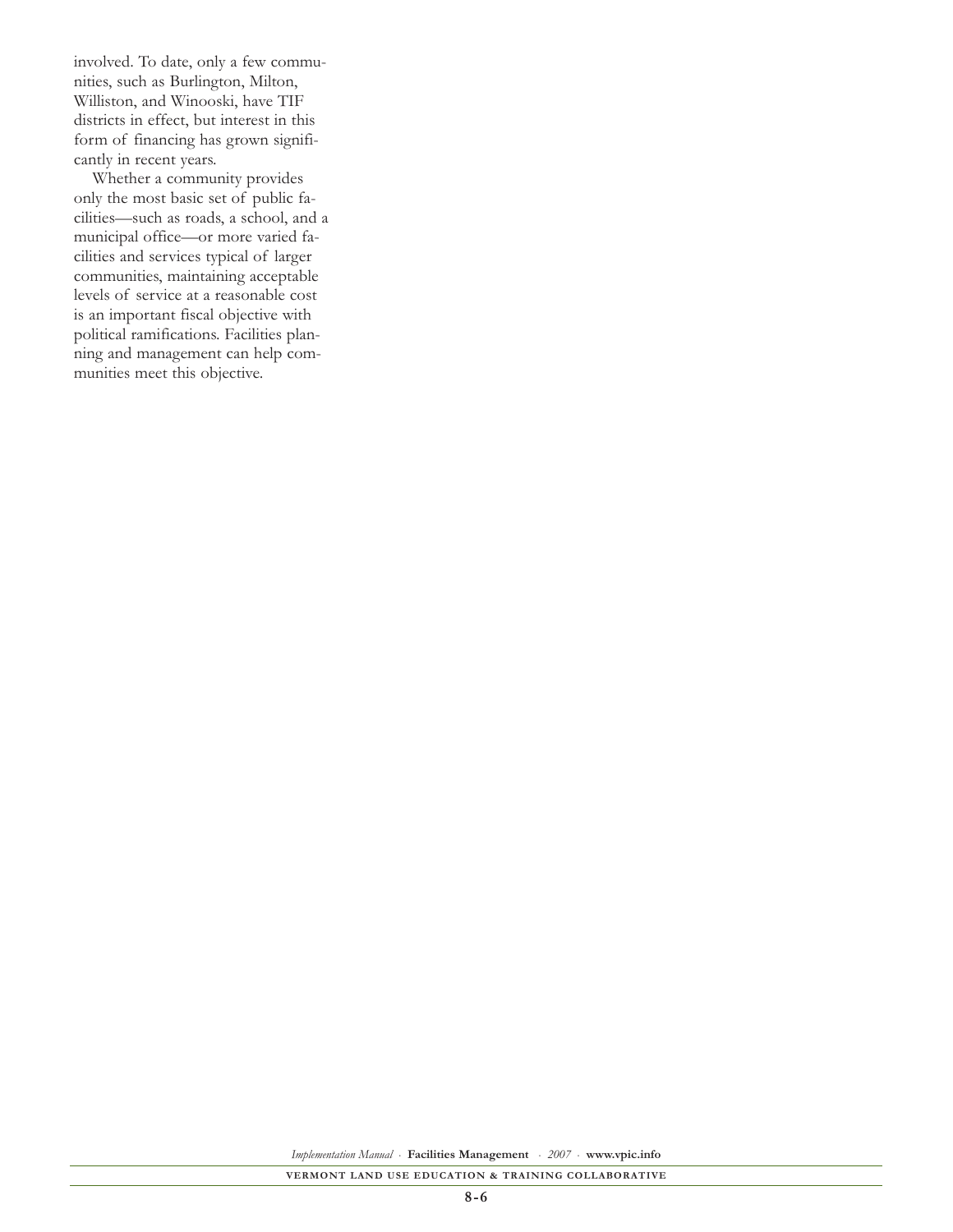involved. To date, only a few communities, such as Burlington, Milton, Williston, and Winooski, have TIF districts in effect, but interest in this form of financing has grown significantly in recent years.

Whether a community provides only the most basic set of public facilities—such as roads, a school, and a municipal office—or more varied facilities and services typical of larger communities, maintaining acceptable levels of service at a reasonable cost is an important fiscal objective with political ramifications. Facilities planning and management can help communities meet this objective.